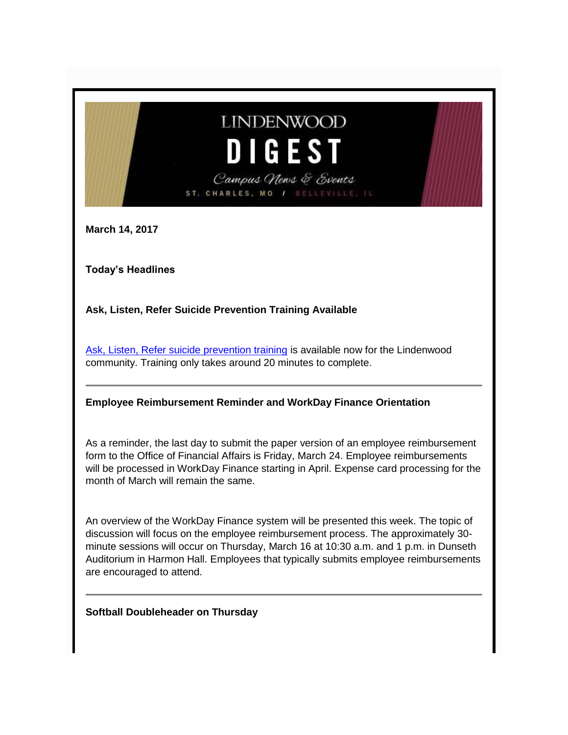# LINDENWOOD DIGEST

*Campus News & Events*

ST. CHARLES, MO / BELLEVILLE, IL

**March 14, 2017**

**Today's Headlines**

**Ask, Listen, Refer Suicide Prevention Training Available**

Ask, Listen, Refer suicide prevention training is available now for the Lindenwood community. Training only takes around 20 minutes to complete.

---

**Employee Reimbursement Reminder and WorkDay Finance Orientation**

As a reminder, the last day to submit the paper version of an employee reimbursement form to the Office of Financial Affairs is Friday, March 24. Employee reimbursements will be processed in WorkDay Finance starting in April. Expense card processing for the month of March will remain the same.

An overview of the WorkDay Finance system will be presented this week. The topic of discussion will focus on the employee reimbursement process. The approximately 30-minute sessions will occur on Thursday, March 16 at 10:30 a.m. and 1 p.m. in Dunseth Auditorium in Harmon Hall. Employees that typically submits employee reimbursements are encouraged to attend.

---

**Softball Doubleheader on Thursday**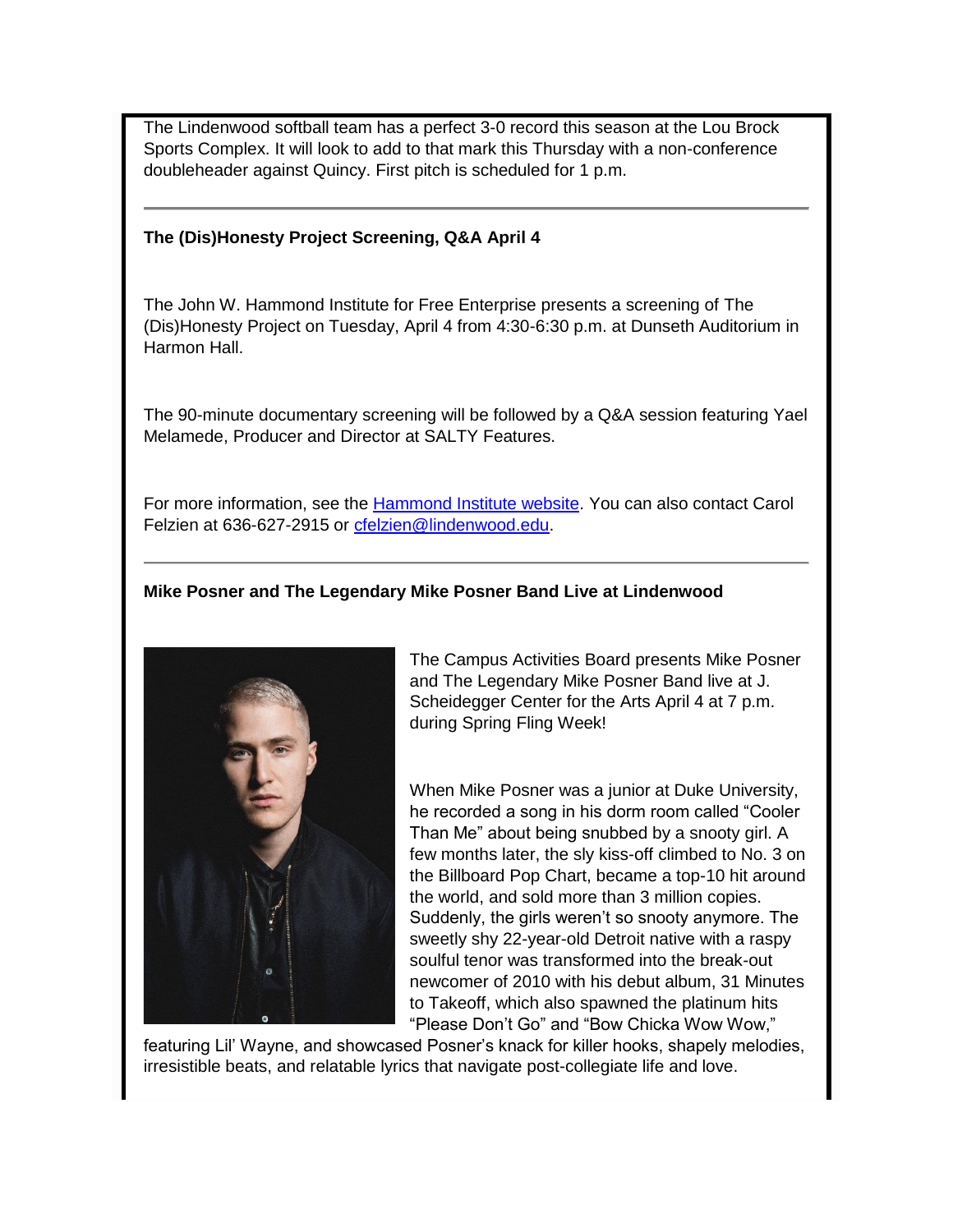The Lindenwood softball team has a perfect 3-0 record this season at the Lou Brock Sports Complex. It will look to add to that mark this Thursday with a non-conference doubleheader against Quincy. First pitch is scheduled for 1 p.m.

---

**The (Dis)Honesty Project Screening, Q&A April 4**

The John W. Hammond Institute for Free Enterprise presents a screening of The (Dis)Honesty Project on Tuesday, April 4 from 4:30-6:30 p.m. at Dunseth Auditorium in Harmon Hall.

The 90-minute documentary screening will be followed by a Q&A session featuring Yael Melamede, Producer and Director at SALTY Features.

For more information, see the Hammond Institute website. You can also contact Carol Felzien at 636-627-2915 or cfelzien@lindenwood.edu.

---

**Mike Posner and The Legendary Mike Posner Band Live at Lindenwood**

The Campus Activities Board presents Mike Posner and The Legendary Mike Posner Band live at J. Scheidegger Center for the Arts April 4 at 7 p.m. during Spring Fling Week!

When Mike Posner was a junior at Duke University, he recorded a song in his dorm room called "Cooler Than Me" about being snubbed by a snooty girl. A few months later, the sly kiss-off climbed to No. 3 on the Billboard Pop Chart, became a top-10 hit around the world, and sold more than 3 million copies. Suddenly, the girls weren't so snooty anymore. The sweetly shy 22-year-old Detroit native with a raspy soulful tenor was transformed into the break-out newcomer of 2010 with his debut album, 31 Minutes to Takeoff, which also spawned the platinum hits "Please Don't Go" and "Bow Chicka Wow Wow," featuring Lil' Wayne, and showcased Posner's knack for killer hooks, shapely melodies, irresistible beats, and relatable lyrics that navigate post-collegiate life and love.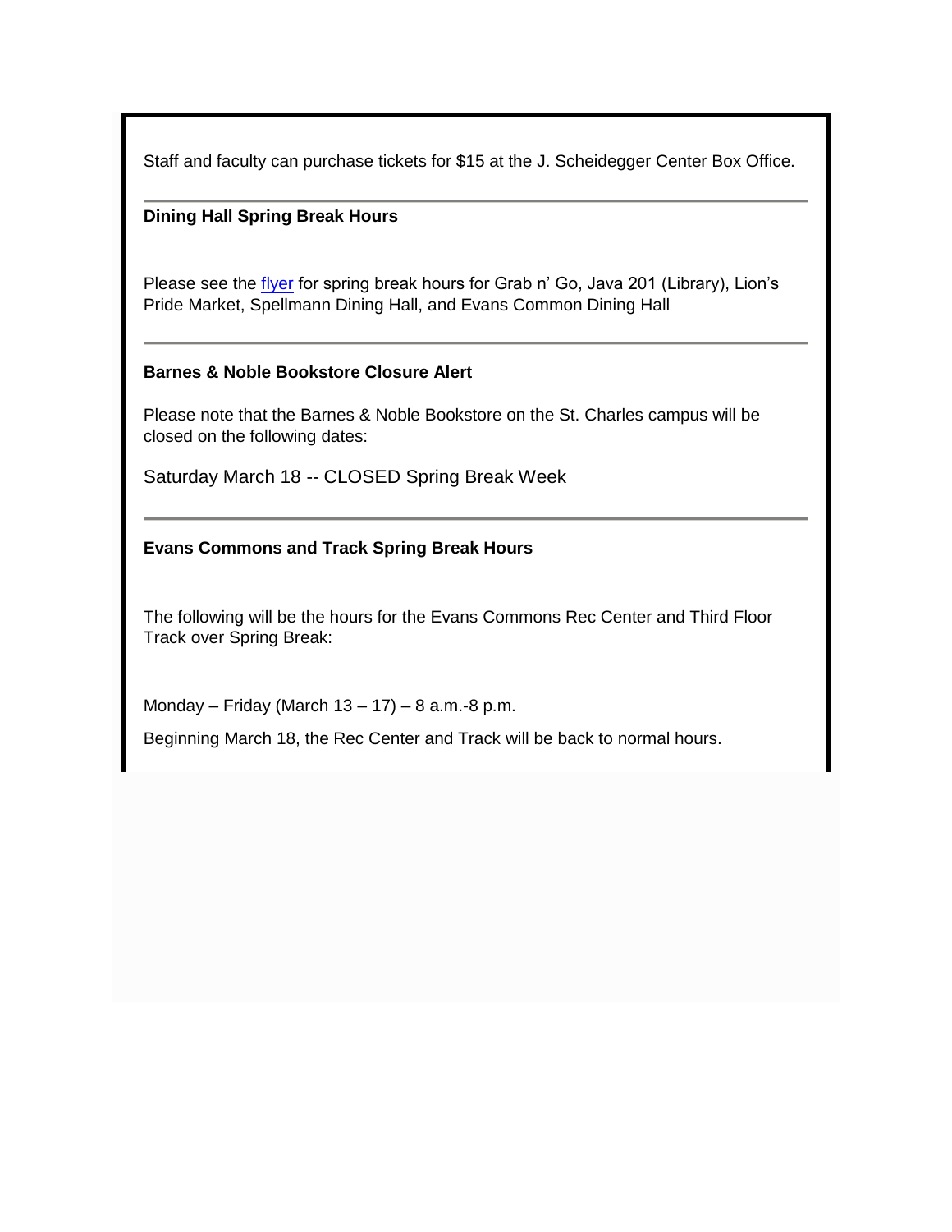Staff and faculty can purchase tickets for $15 at the J. Scheidegger Center Box Office.

---

**Dining Hall Spring Break Hours**

Please see the flyer for spring break hours for Grab n' Go, Java 201 (Library), Lion's Pride Market, Spellmann Dining Hall, and Evans Common Dining Hall

---

**Barnes & Noble Bookstore Closure Alert**

Please note that the Barnes & Noble Bookstore on the St. Charles campus will be closed on the following dates:

Saturday March 18 -- CLOSED Spring Break Week

---

**Evans Commons and Track Spring Break Hours**

The following will be the hours for the Evans Commons Rec Center and Third Floor Track over Spring Break:

Monday – Friday (March 13 – 17) – 8 a.m.-8 p.m.

Beginning March 18, the Rec Center and Track will be back to normal hours.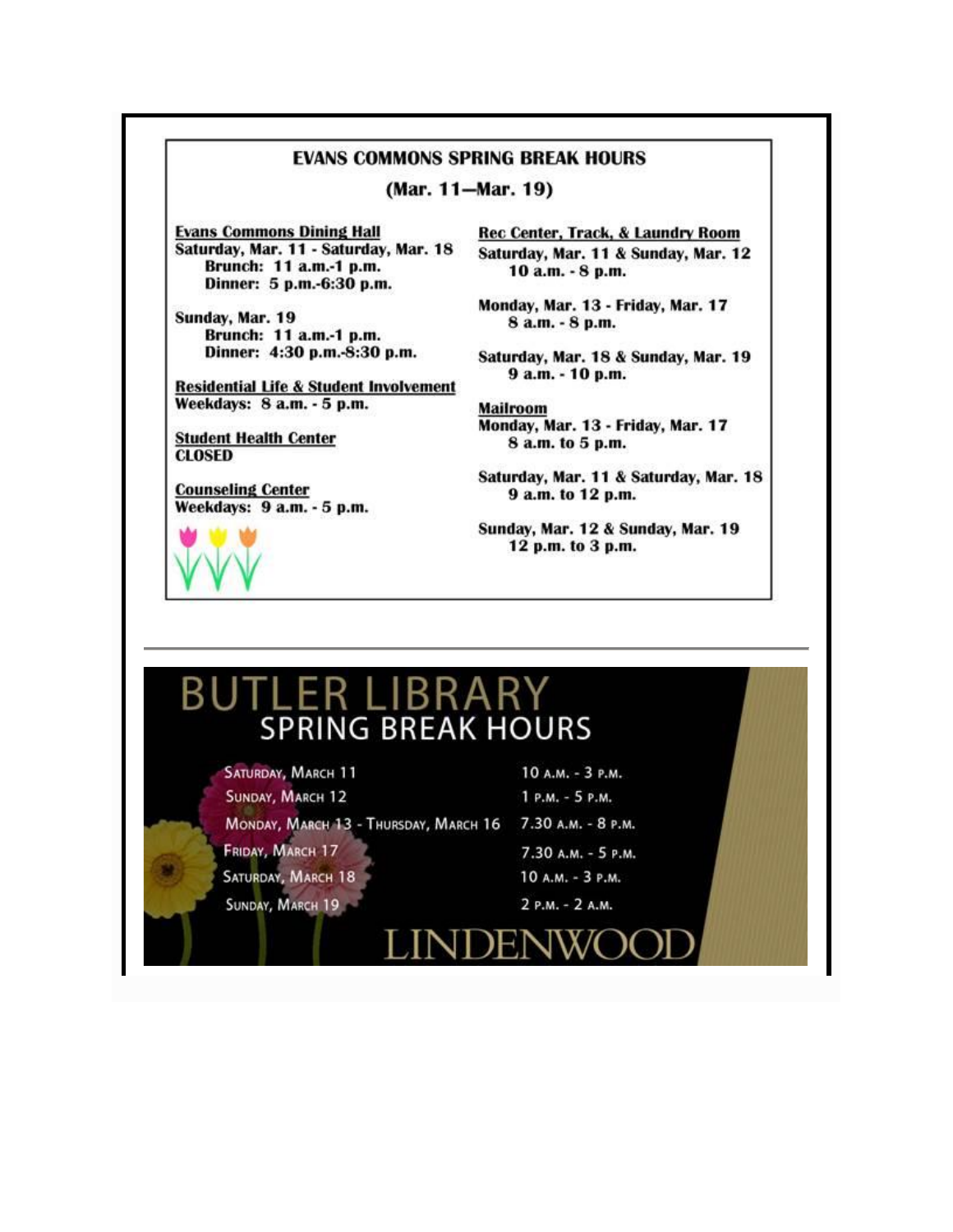## EVANS COMMONS SPRING BREAK HOURS

**(Mar. 11—Mar. 19)**

**Evans Commons Dining Hall**
**Saturday, Mar. 11 - Saturday, Mar. 18**
Brunch: 11 a.m.-1 p.m.
Dinner: 5 p.m.-6:30 p.m.

**Sunday, Mar. 19**
Brunch: 11 a.m.-1 p.m.
Dinner: 4:30 p.m.-8:30 p.m.

**Residential Life & Student Involvement**
Weekdays: 8 a.m. - 5 p.m.

**Student Health Center**
CLOSED

**Counseling Center**
Weekdays: 9 a.m. - 5 p.m.

**Rec Center, Track, & Laundry Room**
Saturday, Mar. 11 & Sunday, Mar. 12
10 a.m. - 8 p.m.

Monday, Mar. 13 - Friday, Mar. 17
8 a.m. - 8 p.m.

Saturday, Mar. 18 & Sunday, Mar. 19
9 a.m. - 10 p.m.

**Mailroom**
Monday, Mar. 13 - Friday, Mar. 17
8 a.m. to 5 p.m.

Saturday, Mar. 11 & Saturday, Mar. 18
9 a.m. to 12 p.m.

Sunday, Mar. 12 & Sunday, Mar. 19
12 p.m. to 3 p.m.

---

## BUTLER LIBRARY
### SPRING BREAK HOURS

| Day | Hours |
| --- | --- |
| Saturday, March 11 | 10 a.m. - 3 p.m. |
| Sunday, March 12 | 1 p.m. - 5 p.m. |
| Monday, March 13 - Thursday, March 16 | 7.30 a.m. - 8 p.m. |
| Friday, March 17 | 7.30 a.m. - 5 p.m. |
| Saturday, March 18 | 10 a.m. - 3 p.m. |
| Sunday, March 19 | 2 p.m. - 2 a.m. |

LINDENWOOD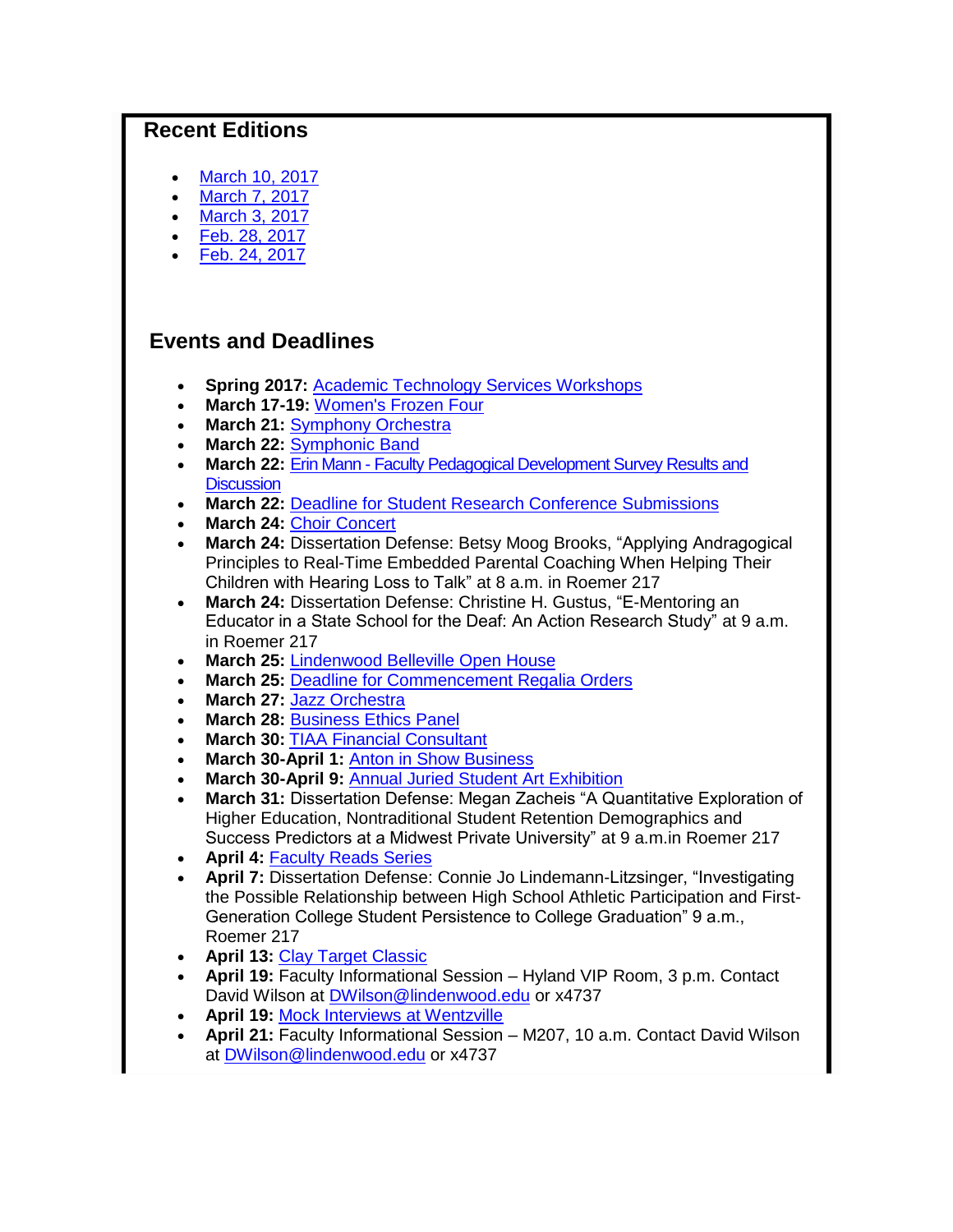## Recent Editions

- March 10, 2017
- March 7, 2017
- March 3, 2017
- Feb. 28, 2017
- Feb. 24, 2017

## Events and Deadlines

- **Spring 2017:** Academic Technology Services Workshops
- **March 17-19:** Women's Frozen Four
- **March 21:** Symphony Orchestra
- **March 22:** Symphonic Band
- **March 22:** Erin Mann - Faculty Pedagogical Development Survey Results and Discussion
- **March 22:** Deadline for Student Research Conference Submissions
- **March 24:** Choir Concert
- **March 24:** Dissertation Defense: Betsy Moog Brooks, "Applying Andragogical Principles to Real-Time Embedded Parental Coaching When Helping Their Children with Hearing Loss to Talk" at 8 a.m. in Roemer 217
- **March 24:** Dissertation Defense: Christine H. Gustus, "E-Mentoring an Educator in a State School for the Deaf: An Action Research Study" at 9 a.m. in Roemer 217
- **March 25:** Lindenwood Belleville Open House
- **March 25:** Deadline for Commencement Regalia Orders
- **March 27:** Jazz Orchestra
- **March 28:** Business Ethics Panel
- **March 30:** TIAA Financial Consultant
- **March 30-April 1:** Anton in Show Business
- **March 30-April 9:** Annual Juried Student Art Exhibition
- **March 31:** Dissertation Defense: Megan Zacheis "A Quantitative Exploration of Higher Education, Nontraditional Student Retention Demographics and Success Predictors at a Midwest Private University" at 9 a.m.in Roemer 217
- **April 4:** Faculty Reads Series
- **April 7:** Dissertation Defense: Connie Jo Lindemann-Litzsinger, "Investigating the Possible Relationship between High School Athletic Participation and First-Generation College Student Persistence to College Graduation" 9 a.m., Roemer 217
- **April 13:** Clay Target Classic
- **April 19:** Faculty Informational Session – Hyland VIP Room, 3 p.m. Contact David Wilson at DWilson@lindenwood.edu or x4737
- **April 19:** Mock Interviews at Wentzville
- **April 21:** Faculty Informational Session – M207, 10 a.m. Contact David Wilson at DWilson@lindenwood.edu or x4737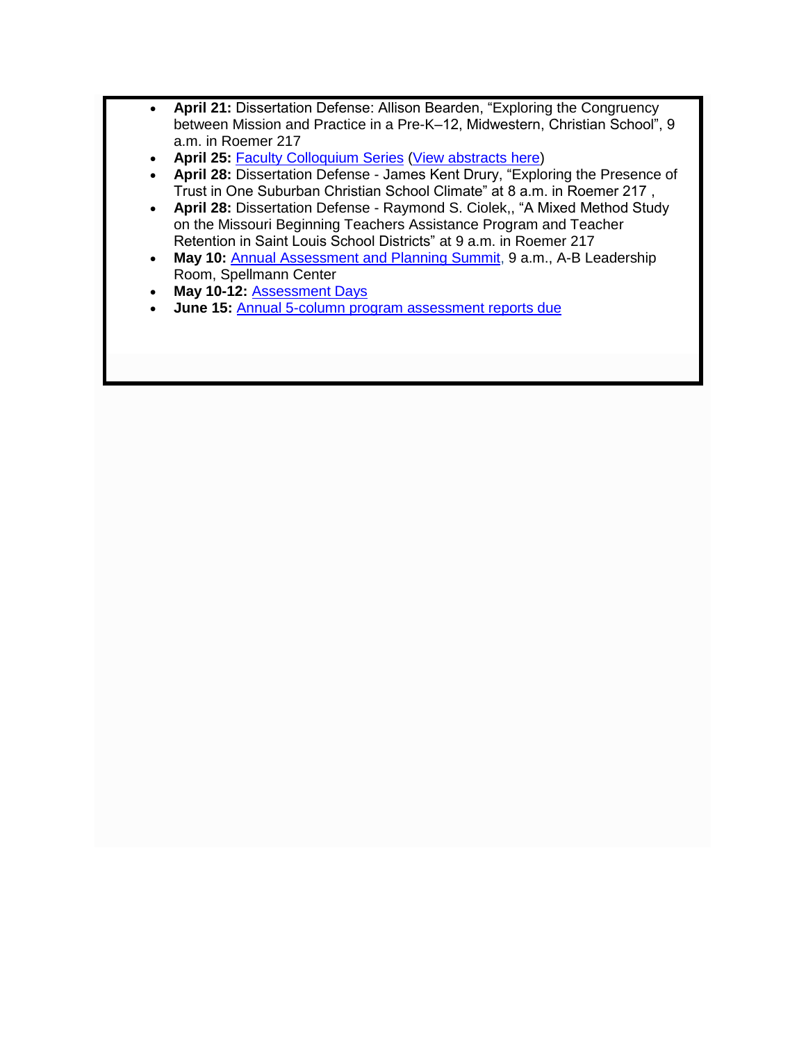- **April 21:** Dissertation Defense: Allison Bearden, "Exploring the Congruency between Mission and Practice in a Pre-K–12, Midwestern, Christian School", 9 a.m. in Roemer 217
- **April 25:** Faculty Colloquium Series (View abstracts here)
- **April 28:** Dissertation Defense - James Kent Drury, "Exploring the Presence of Trust in One Suburban Christian School Climate" at 8 a.m. in Roemer 217 ,
- **April 28:** Dissertation Defense - Raymond S. Ciolek,, "A Mixed Method Study on the Missouri Beginning Teachers Assistance Program and Teacher Retention in Saint Louis School Districts" at 9 a.m. in Roemer 217
- **May 10:** Annual Assessment and Planning Summit, 9 a.m., A-B Leadership Room, Spellmann Center
- **May 10-12:** Assessment Days
- **June 15:** Annual 5-column program assessment reports due